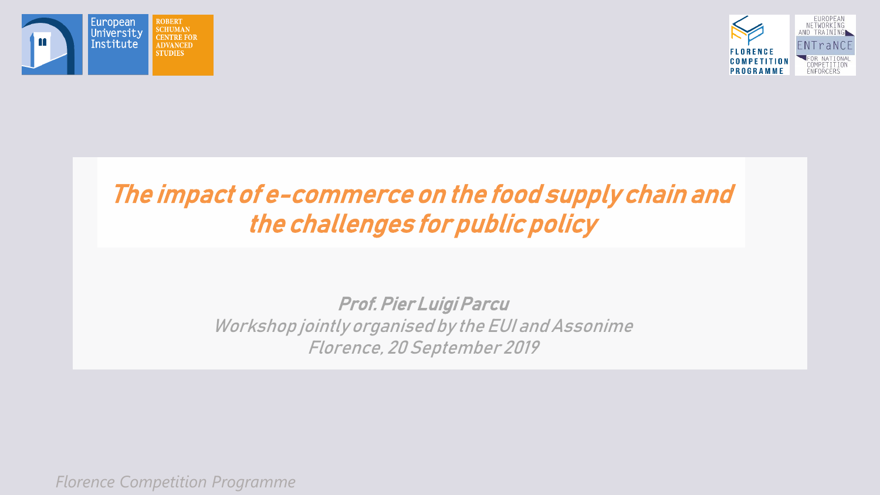European University Institute

ROBERT SCHUMAN CENTRE FOR ADVANCED STUDIES

FLORENCE COMPETITION PROGRAMME

EUROPEAN NETWORKING AND TRAINING ENTraNCE FOR NATIONAL COMPETITION ENFORCERS

# *The impact of e-commerce on the food supply chain and the challenges for public policy*

***Prof. Pier Luigi Parcu***

*Workshop jointly organised by the EUI and Assonime*

*Florence, 20 September 2019*

*Florence Competition Programme*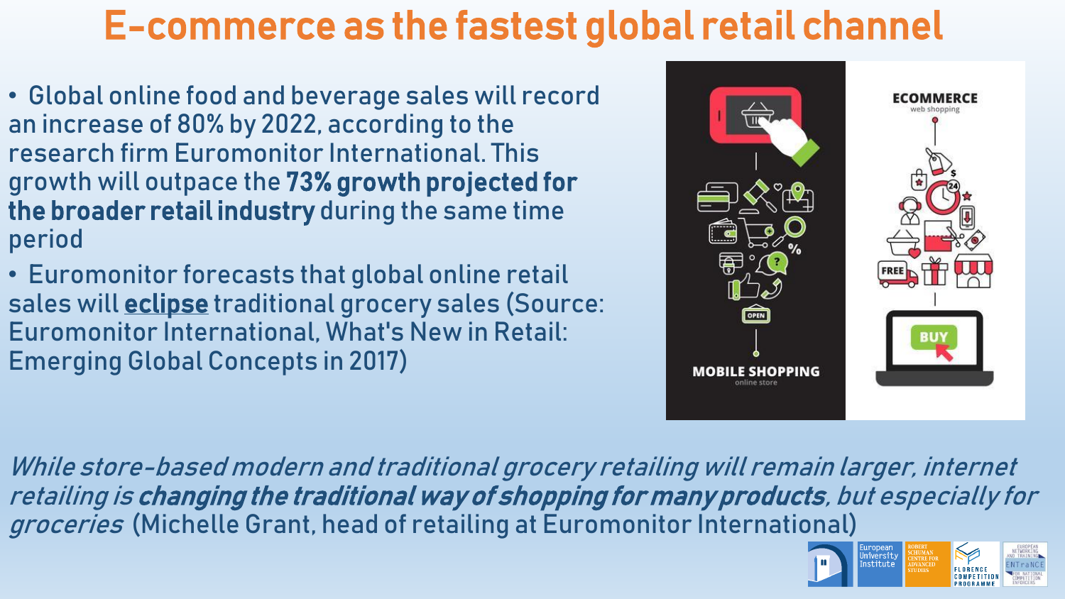# E-commerce as the fastest global retail channel

- Global online food and beverage sales will record an increase of 80% by 2022, according to the research firm Euromonitor International. This growth will outpace the **73% growth projected for the broader retail industry** during the same time period
- Euromonitor forecasts that global online retail sales will **eclipse** traditional grocery sales (Source: Euromonitor International, What's New in Retail: Emerging Global Concepts in 2017)

*While store-based modern and traditional grocery retailing will remain larger, internet retailing is **changing the traditional way of shopping for many products**, but especially for groceries* (Michelle Grant, head of retailing at Euromonitor International)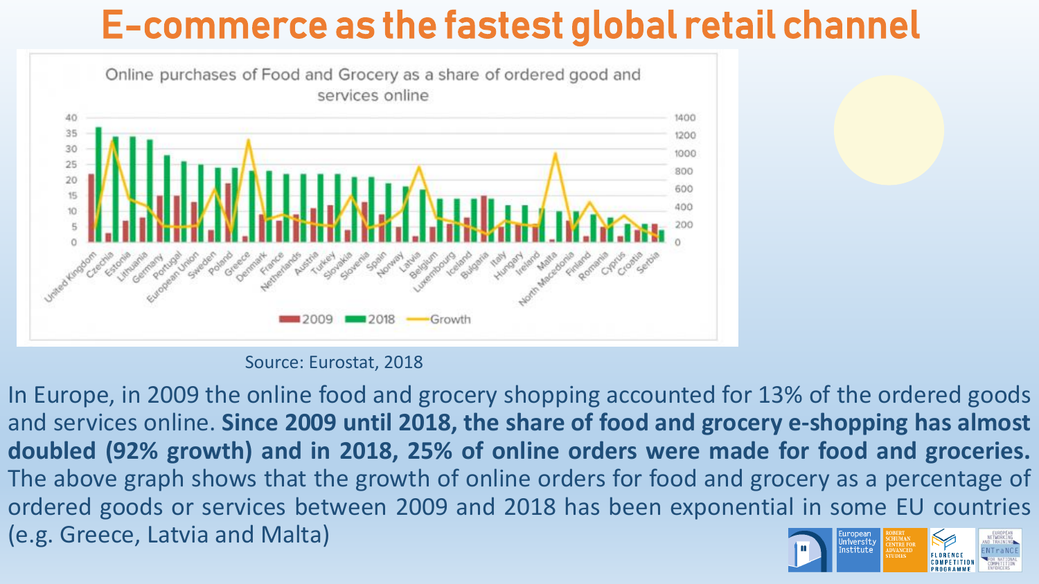# E-commerce as the fastest global retail channel

Online purchases of Food and Grocery as a share of ordered good and services online

Source: Eurostat, 2018

In Europe, in 2009 the online food and grocery shopping accounted for 13% of the ordered goods and services online. **Since 2009 until 2018, the share of food and grocery e-shopping has almost doubled (92% growth) and in 2018, 25% of online orders were made for food and groceries.** The above graph shows that the growth of online orders for food and grocery as a percentage of ordered goods or services between 2009 and 2018 has been exponential in some EU countries (e.g. Greece, Latvia and Malta)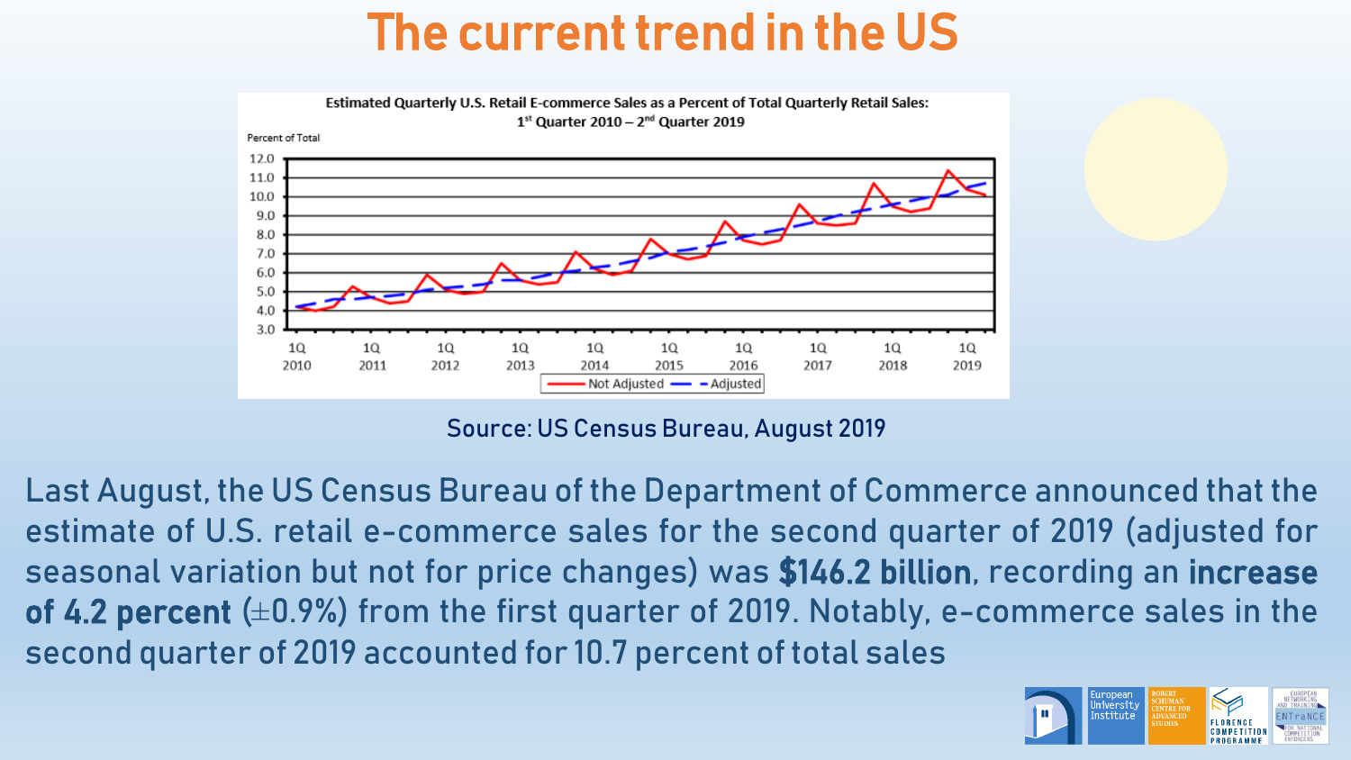# The current trend in the US

Estimated Quarterly U.S. Retail E-commerce Sales as a Percent of Total Quarterly Retail Sales: 1st Quarter 2010 – 2nd Quarter 2019

Percent of Total

Not Adjusted — Adjusted

Source: US Census Bureau, August 2019

Last August, the US Census Bureau of the Department of Commerce announced that the estimate of U.S. retail e-commerce sales for the second quarter of 2019 (adjusted for seasonal variation but not for price changes) was **$146.2 billion**, recording an **increase of 4.2 percent** (±0.9%) from the first quarter of 2019. Notably, e-commerce sales in the second quarter of 2019 accounted for 10.7 percent of total sales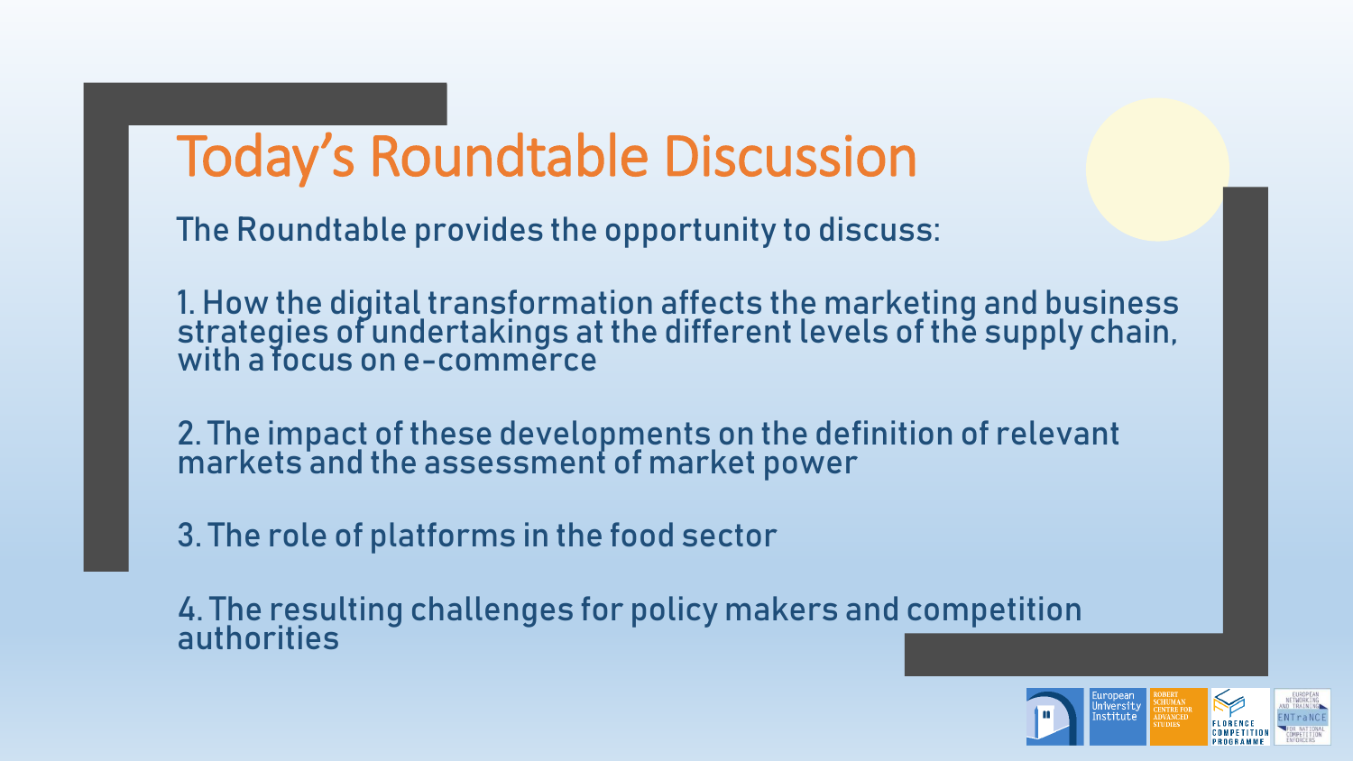# Today's Roundtable Discussion

The Roundtable provides the opportunity to discuss:

1. How the digital transformation affects the marketing and business strategies of undertakings at the different levels of the supply chain, with a focus on e-commerce

2. The impact of these developments on the definition of relevant markets and the assessment of market power

3. The role of platforms in the food sector

4. The resulting challenges for policy makers and competition authorities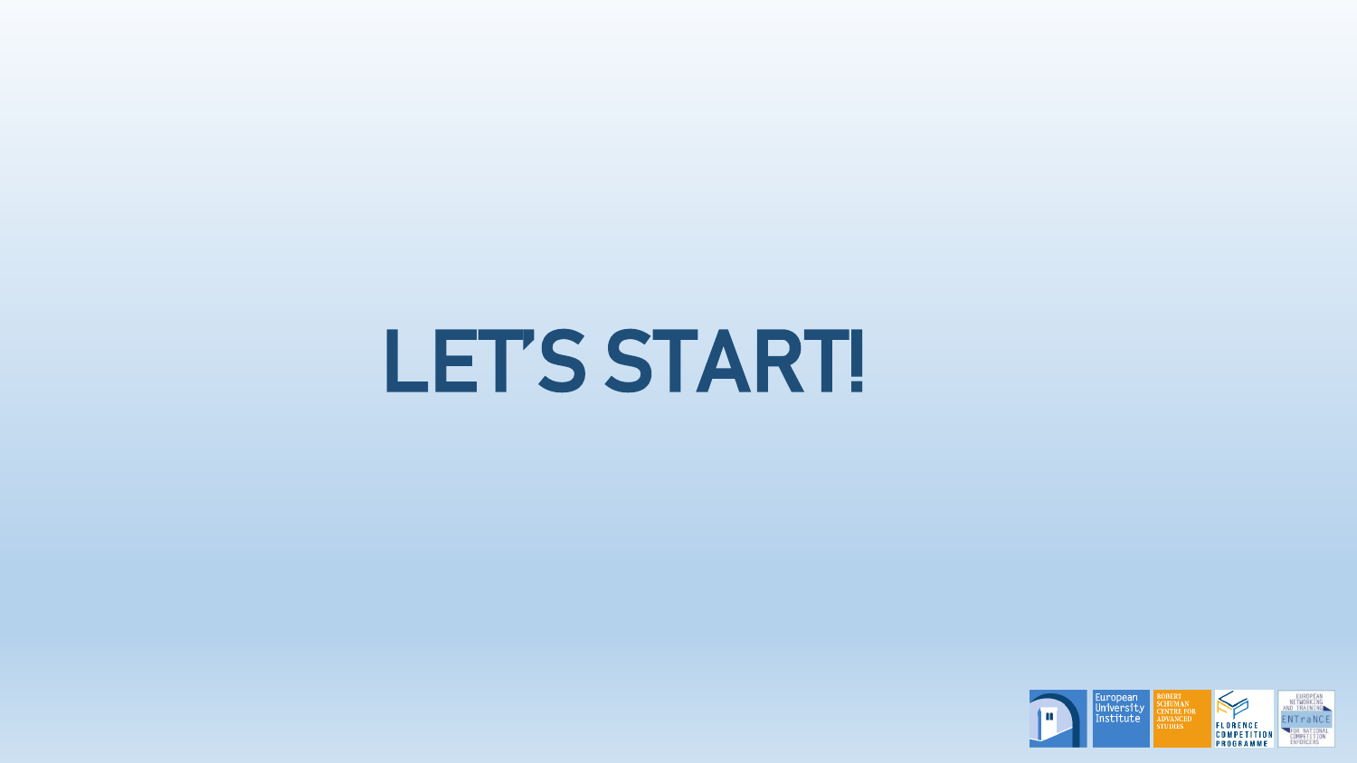# LET'S START!